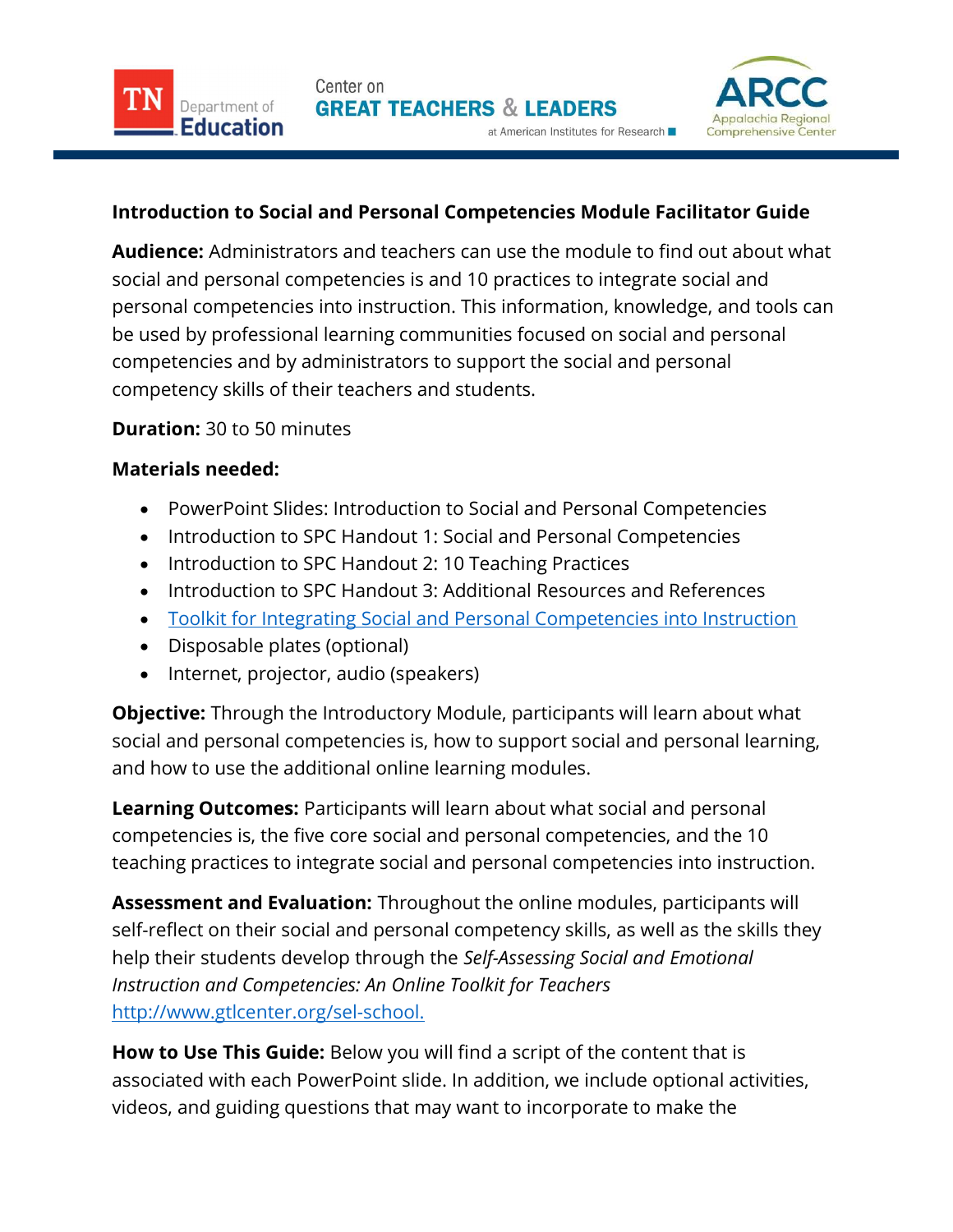# Introduction to Social and Personal Competencies Module Facilitator Guide

**Audience:** Administrators and teachers can use the module to find out about what social and personal competencies is and 10 practices to integrate social and personal competencies into instruction. This information, knowledge, and tools can be used by professional learning communities focused on social and personal competencies and by administrators to support the social and personal competency skills of their teachers and students.

**Duration:** 30 to 50 minutes

**Materials needed:**

- PowerPoint Slides: Introduction to Social and Personal Competencies
- Introduction to SPC Handout 1: Social and Personal Competencies
- Introduction to SPC Handout 2: 10 Teaching Practices
- Introduction to SPC Handout 3: Additional Resources and References
- Toolkit for Integrating Social and Personal Competencies into Instruction
- Disposable plates (optional)
- Internet, projector, audio (speakers)

**Objective:** Through the Introductory Module, participants will learn about what social and personal competencies is, how to support social and personal learning, and how to use the additional online learning modules.

**Learning Outcomes:** Participants will learn about what social and personal competencies is, the five core social and personal competencies, and the 10 teaching practices to integrate social and personal competencies into instruction.

**Assessment and Evaluation:** Throughout the online modules, participants will self-reflect on their social and personal competency skills, as well as the skills they help their students develop through the *Self-Assessing Social and Emotional Instruction and Competencies: An Online Toolkit for Teachers* http://www.gtlcenter.org/sel-school.

**How to Use This Guide:** Below you will find a script of the content that is associated with each PowerPoint slide. In addition, we include optional activities, videos, and guiding questions that may want to incorporate to make the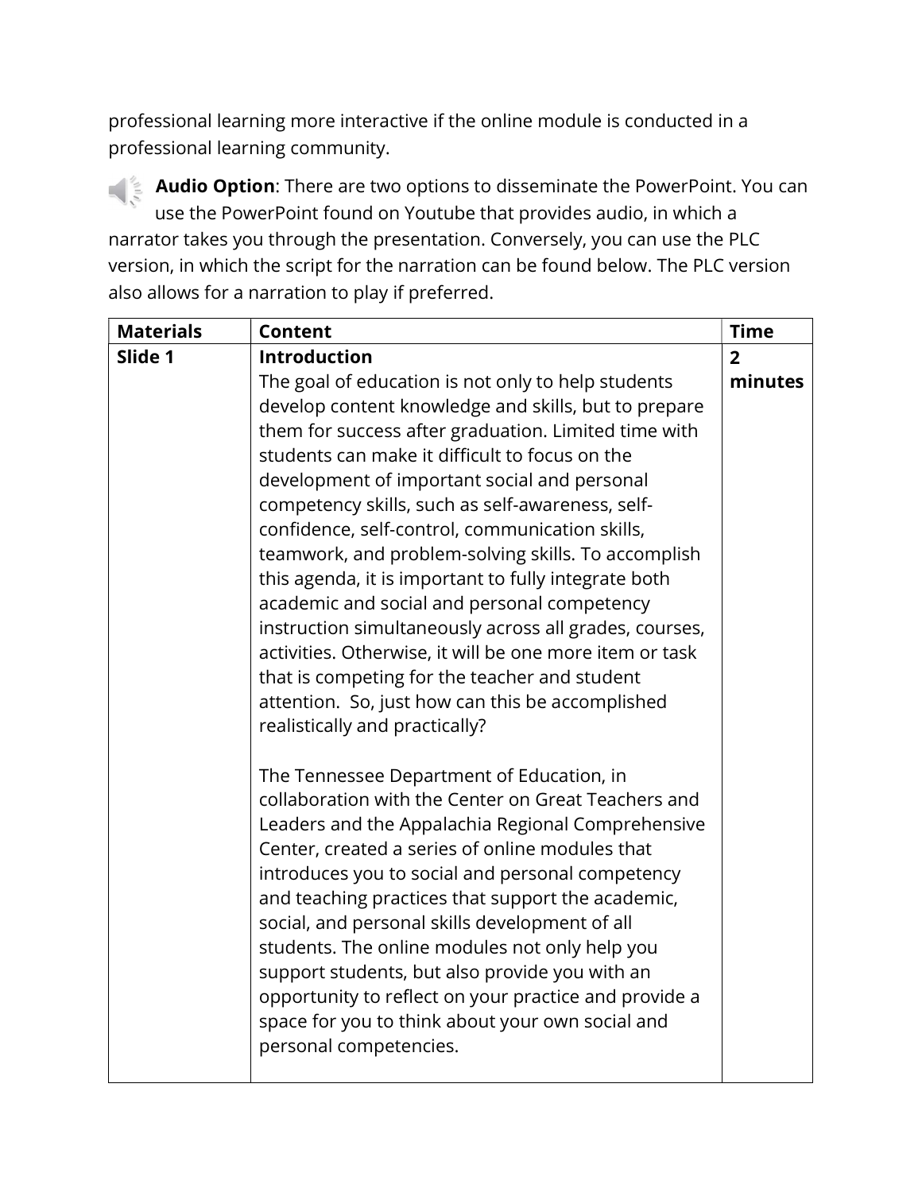professional learning more interactive if the online module is conducted in a professional learning community.

**Audio Option**: There are two options to disseminate the PowerPoint. You can use the PowerPoint found on Youtube that provides audio, in which a narrator takes you through the presentation. Conversely, you can use the PLC version, in which the script for the narration can be found below. The PLC version also allows for a narration to play if preferred.

| Materials | Content | Time |
|---|---|---|
| **Slide 1** | **Introduction**<br>The goal of education is not only to help students develop content knowledge and skills, but to prepare them for success after graduation. Limited time with students can make it difficult to focus on the development of important social and personal competency skills, such as self-awareness, self-confidence, self-control, communication skills, teamwork, and problem-solving skills. To accomplish this agenda, it is important to fully integrate both academic and social and personal competency instruction simultaneously across all grades, courses, activities. Otherwise, it will be one more item or task that is competing for the teacher and student attention. So, just how can this be accomplished realistically and practically?<br><br>The Tennessee Department of Education, in collaboration with the Center on Great Teachers and Leaders and the Appalachia Regional Comprehensive Center, created a series of online modules that introduces you to social and personal competency and teaching practices that support the academic, social, and personal skills development of all students. The online modules not only help you support students, but also provide you with an opportunity to reflect on your practice and provide a space for you to think about your own social and personal competencies. | **2 minutes** |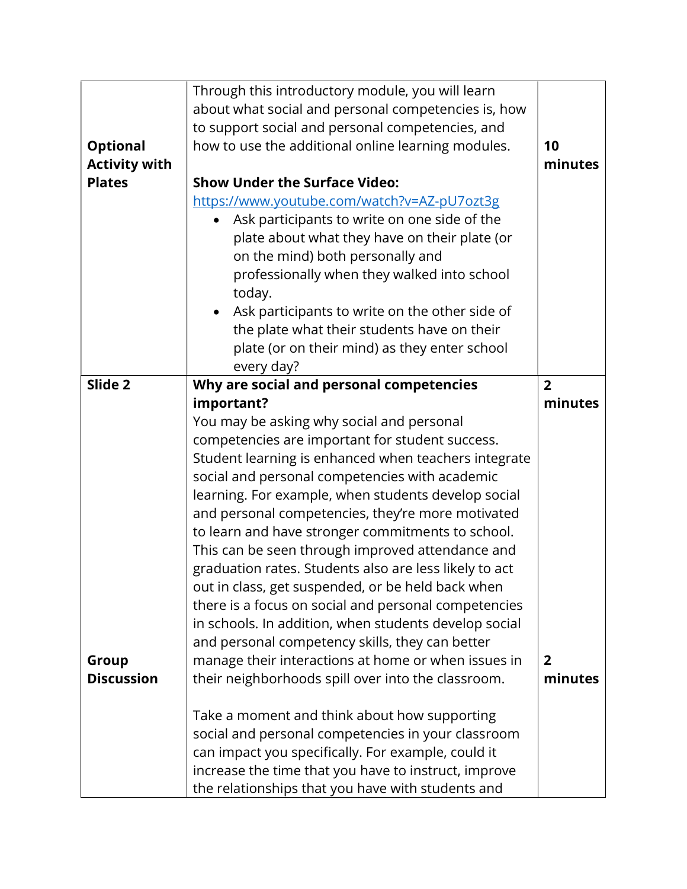| | | |
|---|---|---|
| **Optional Activity with Plates** | Through this introductory module, you will learn about what social and personal competencies is, how to support social and personal competencies, and how to use the additional online learning modules.<br><br>**Show Under the Surface Video:** https://www.youtube.com/watch?v=AZ-pU7ozt3g<br>• Ask participants to write on one side of the plate about what they have on their plate (or on the mind) both personally and professionally when they walked into school today.<br>• Ask participants to write on the other side of the plate what their students have on their plate (or on their mind) as they enter school every day? | **10 minutes** |
| **Slide 2**<br><br><br><br><br><br><br><br><br><br><br><br><br><br>**Group Discussion** | **Why are social and personal competencies important?**<br>You may be asking why social and personal competencies are important for student success. Student learning is enhanced when teachers integrate social and personal competencies with academic learning. For example, when students develop social and personal competencies, they're more motivated to learn and have stronger commitments to school. This can be seen through improved attendance and graduation rates. Students also are less likely to act out in class, get suspended, or be held back when there is a focus on social and personal competencies in schools. In addition, when students develop social and personal competency skills, they can better manage their interactions at home or when issues in their neighborhoods spill over into the classroom.<br><br>Take a moment and think about how supporting social and personal competencies in your classroom can impact you specifically. For example, could it increase the time that you have to instruct, improve the relationships that you have with students and | **2 minutes**<br><br><br><br><br><br><br><br><br><br><br><br><br><br>**2 minutes** |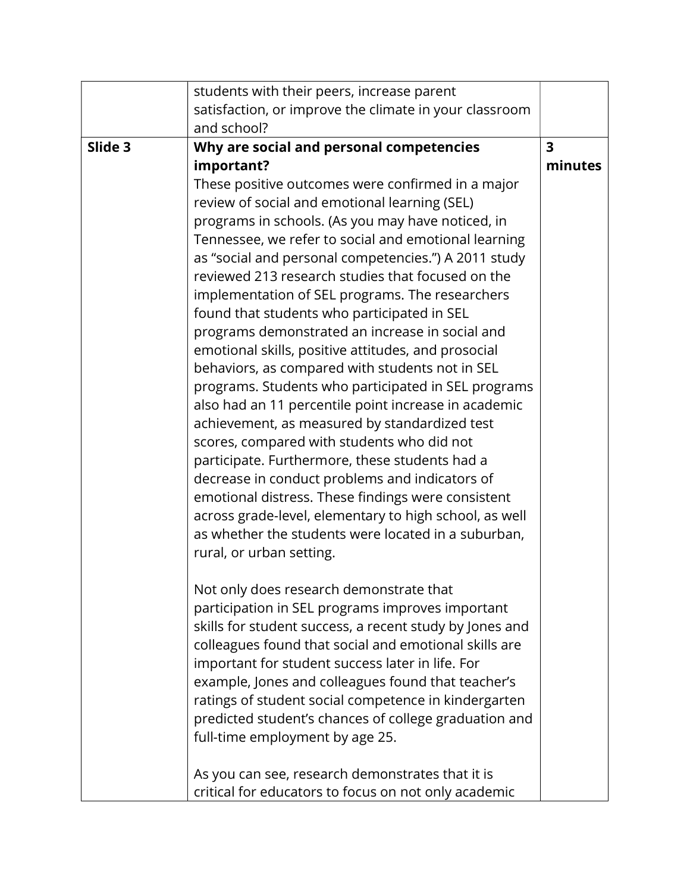| | | |
|---|---|---|
| | students with their peers, increase parent satisfaction, or improve the climate in your classroom and school? | |
| **Slide 3** | **Why are social and personal competencies important?**<br>These positive outcomes were confirmed in a major review of social and emotional learning (SEL) programs in schools. (As you may have noticed, in Tennessee, we refer to social and emotional learning as "social and personal competencies.") A 2011 study reviewed 213 research studies that focused on the implementation of SEL programs. The researchers found that students who participated in SEL programs demonstrated an increase in social and emotional skills, positive attitudes, and prosocial behaviors, as compared with students not in SEL programs. Students who participated in SEL programs also had an 11 percentile point increase in academic achievement, as measured by standardized test scores, compared with students who did not participate. Furthermore, these students had a decrease in conduct problems and indicators of emotional distress. These findings were consistent across grade-level, elementary to high school, as well as whether the students were located in a suburban, rural, or urban setting.<br><br>Not only does research demonstrate that participation in SEL programs improves important skills for student success, a recent study by Jones and colleagues found that social and emotional skills are important for student success later in life. For example, Jones and colleagues found that teacher's ratings of student social competence in kindergarten predicted student's chances of college graduation and full-time employment by age 25.<br><br>As you can see, research demonstrates that it is critical for educators to focus on not only academic | **3 minutes** |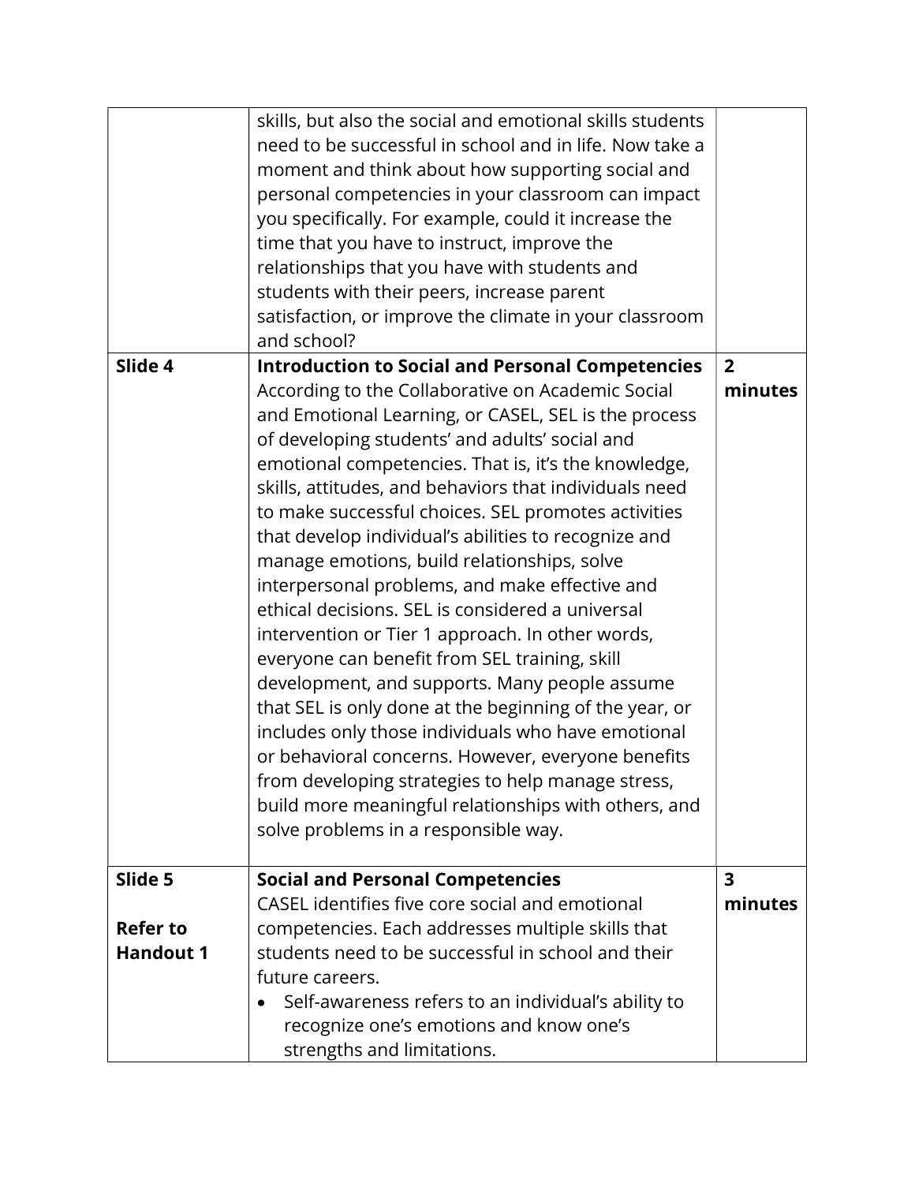| | | |
|---|---|---|
| | skills, but also the social and emotional skills students need to be successful in school and in life. Now take a moment and think about how supporting social and personal competencies in your classroom can impact you specifically. For example, could it increase the time that you have to instruct, improve the relationships that you have with students and students with their peers, increase parent satisfaction, or improve the climate in your classroom and school? | |
| **Slide 4** | **Introduction to Social and Personal Competencies** According to the Collaborative on Academic Social and Emotional Learning, or CASEL, SEL is the process of developing students' and adults' social and emotional competencies. That is, it's the knowledge, skills, attitudes, and behaviors that individuals need to make successful choices. SEL promotes activities that develop individual's abilities to recognize and manage emotions, build relationships, solve interpersonal problems, and make effective and ethical decisions. SEL is considered a universal intervention or Tier 1 approach. In other words, everyone can benefit from SEL training, skill development, and supports. Many people assume that SEL is only done at the beginning of the year, or includes only those individuals who have emotional or behavioral concerns. However, everyone benefits from developing strategies to help manage stress, build more meaningful relationships with others, and solve problems in a responsible way. | **2 minutes** |
| **Slide 5**<br><br>**Refer to Handout 1** | **Social and Personal Competencies** CASEL identifies five core social and emotional competencies. Each addresses multiple skills that students need to be successful in school and their future careers.<br>• Self-awareness refers to an individual's ability to recognize one's emotions and know one's strengths and limitations. | **3 minutes** |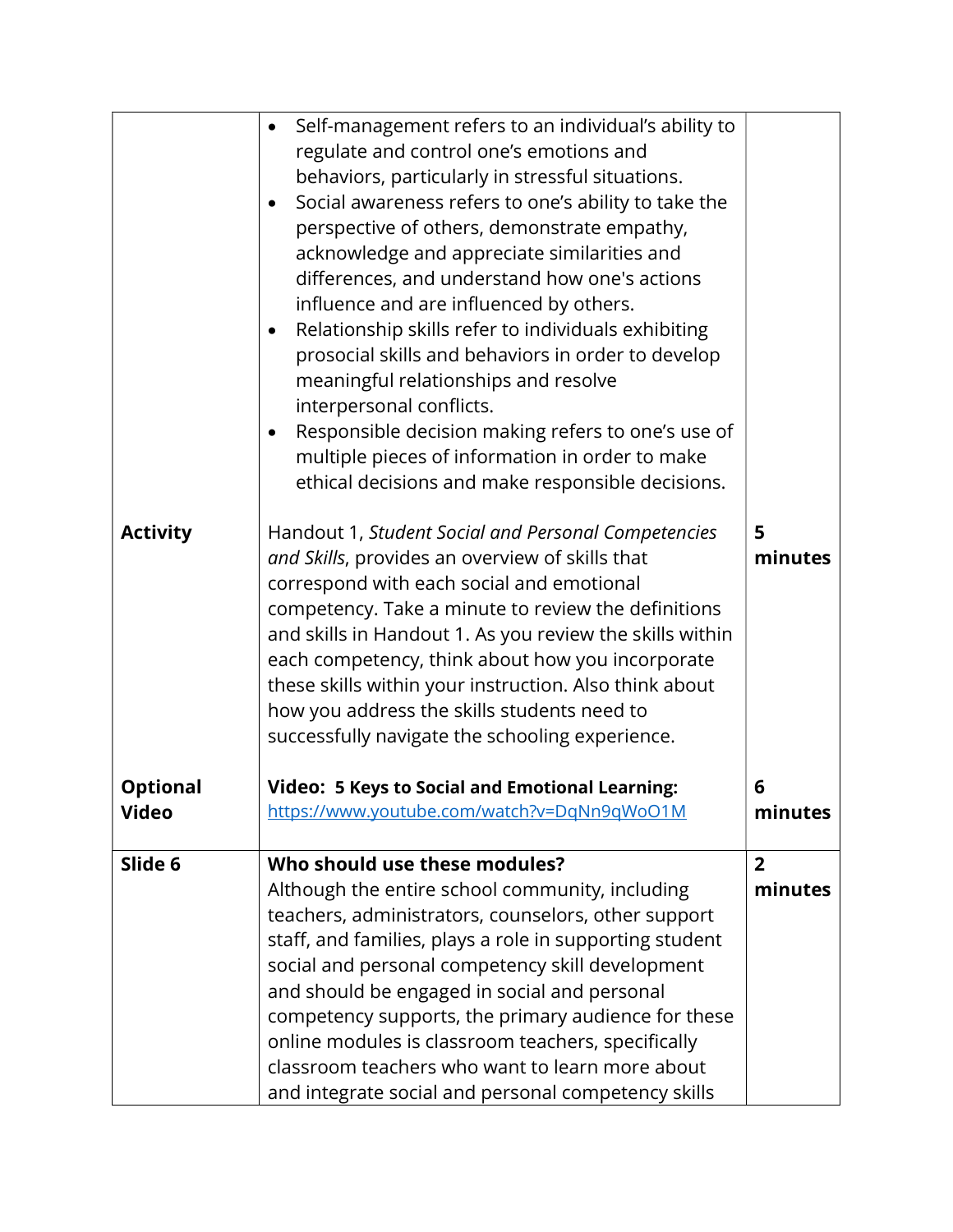| | | |
|---|---|---|
| | • Self-management refers to an individual's ability to regulate and control one's emotions and behaviors, particularly in stressful situations.<br>• Social awareness refers to one's ability to take the perspective of others, demonstrate empathy, acknowledge and appreciate similarities and differences, and understand how one's actions influence and are influenced by others.<br>• Relationship skills refer to individuals exhibiting prosocial skills and behaviors in order to develop meaningful relationships and resolve interpersonal conflicts.<br>• Responsible decision making refers to one's use of multiple pieces of information in order to make ethical decisions and make responsible decisions. | |
| **Activity** | Handout 1, *Student Social and Personal Competencies and Skills*, provides an overview of skills that correspond with each social and emotional competency. Take a minute to review the definitions and skills in Handout 1. As you review the skills within each competency, think about how you incorporate these skills within your instruction. Also think about how you address the skills students need to successfully navigate the schooling experience. | **5 minutes** |
| **Optional Video** | **Video: 5 Keys to Social and Emotional Learning:** [https://www.youtube.com/watch?v=DqNn9qWoO1M](https://www.youtube.com/watch?v=DqNn9qWoO1M) | **6 minutes** |
| **Slide 6** | **Who should use these modules?**<br>Although the entire school community, including teachers, administrators, counselors, other support staff, and families, plays a role in supporting student social and personal competency skill development and should be engaged in social and personal competency supports, the primary audience for these online modules is classroom teachers, specifically classroom teachers who want to learn more about and integrate social and personal competency skills | **2 minutes** |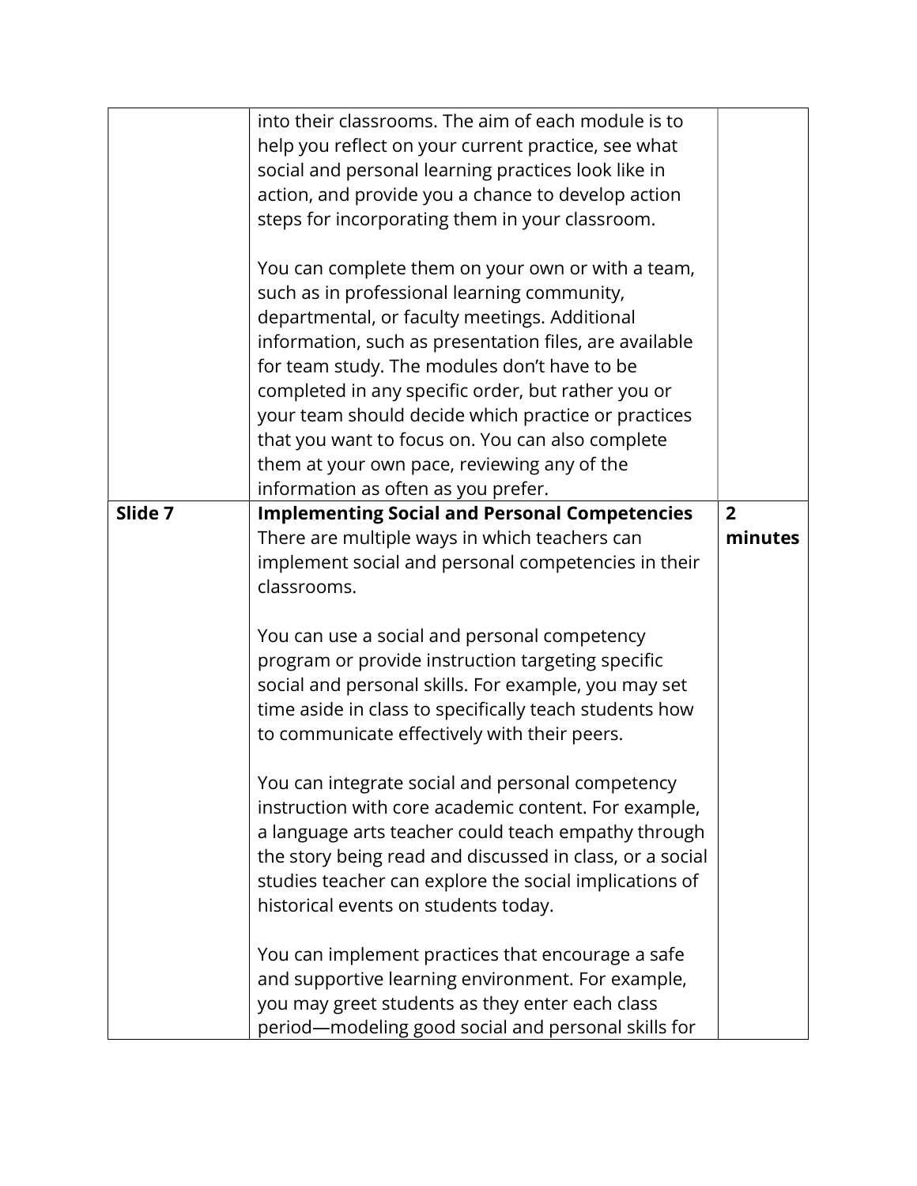| | | |
|---|---|---|
| | into their classrooms. The aim of each module is to help you reflect on your current practice, see what social and personal learning practices look like in action, and provide you a chance to develop action steps for incorporating them in your classroom.<br><br>You can complete them on your own or with a team, such as in professional learning community, departmental, or faculty meetings. Additional information, such as presentation files, are available for team study. The modules don't have to be completed in any specific order, but rather you or your team should decide which practice or practices that you want to focus on. You can also complete them at your own pace, reviewing any of the information as often as you prefer. | |
| **Slide 7** | **Implementing Social and Personal Competencies**<br>There are multiple ways in which teachers can implement social and personal competencies in their classrooms.<br><br>You can use a social and personal competency program or provide instruction targeting specific social and personal skills. For example, you may set time aside in class to specifically teach students how to communicate effectively with their peers.<br><br>You can integrate social and personal competency instruction with core academic content. For example, a language arts teacher could teach empathy through the story being read and discussed in class, or a social studies teacher can explore the social implications of historical events on students today.<br><br>You can implement practices that encourage a safe and supportive learning environment. For example, you may greet students as they enter each class period—modeling good social and personal skills for | **2 minutes** |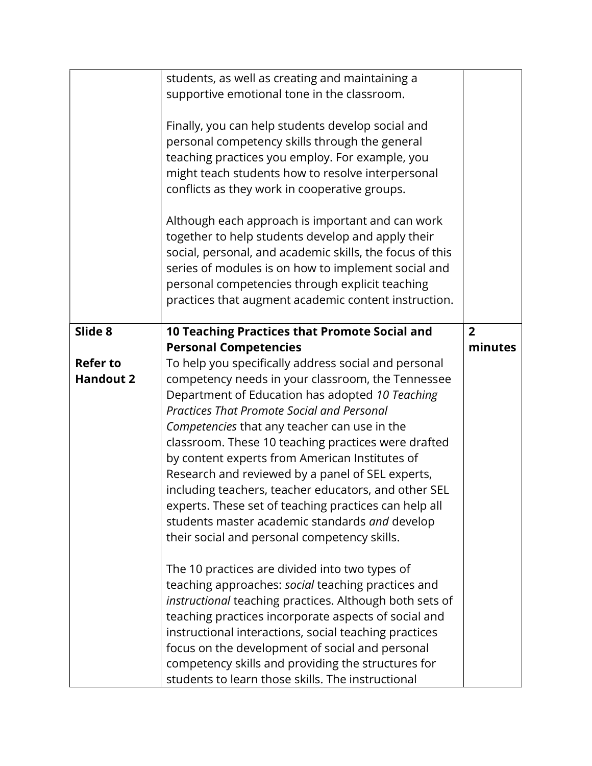| | | |
|---|---|---|
| | students, as well as creating and maintaining a supportive emotional tone in the classroom.<br><br>Finally, you can help students develop social and personal competency skills through the general teaching practices you employ. For example, you might teach students how to resolve interpersonal conflicts as they work in cooperative groups.<br><br>Although each approach is important and can work together to help students develop and apply their social, personal, and academic skills, the focus of this series of modules is on how to implement social and personal competencies through explicit teaching practices that augment academic content instruction. | |
| **Slide 8**<br><br>**Refer to Handout 2** | **10 Teaching Practices that Promote Social and Personal Competencies**<br>To help you specifically address social and personal competency needs in your classroom, the Tennessee Department of Education has adopted *10 Teaching Practices That Promote Social and Personal Competencies* that any teacher can use in the classroom. These 10 teaching practices were drafted by content experts from American Institutes of Research and reviewed by a panel of SEL experts, including teachers, teacher educators, and other SEL experts. These set of teaching practices can help all students master academic standards *and* develop their social and personal competency skills.<br><br>The 10 practices are divided into two types of teaching approaches: *social* teaching practices and *instructional* teaching practices. Although both sets of teaching practices incorporate aspects of social and instructional interactions, social teaching practices focus on the development of social and personal competency skills and providing the structures for students to learn those skills. The instructional | **2 minutes** |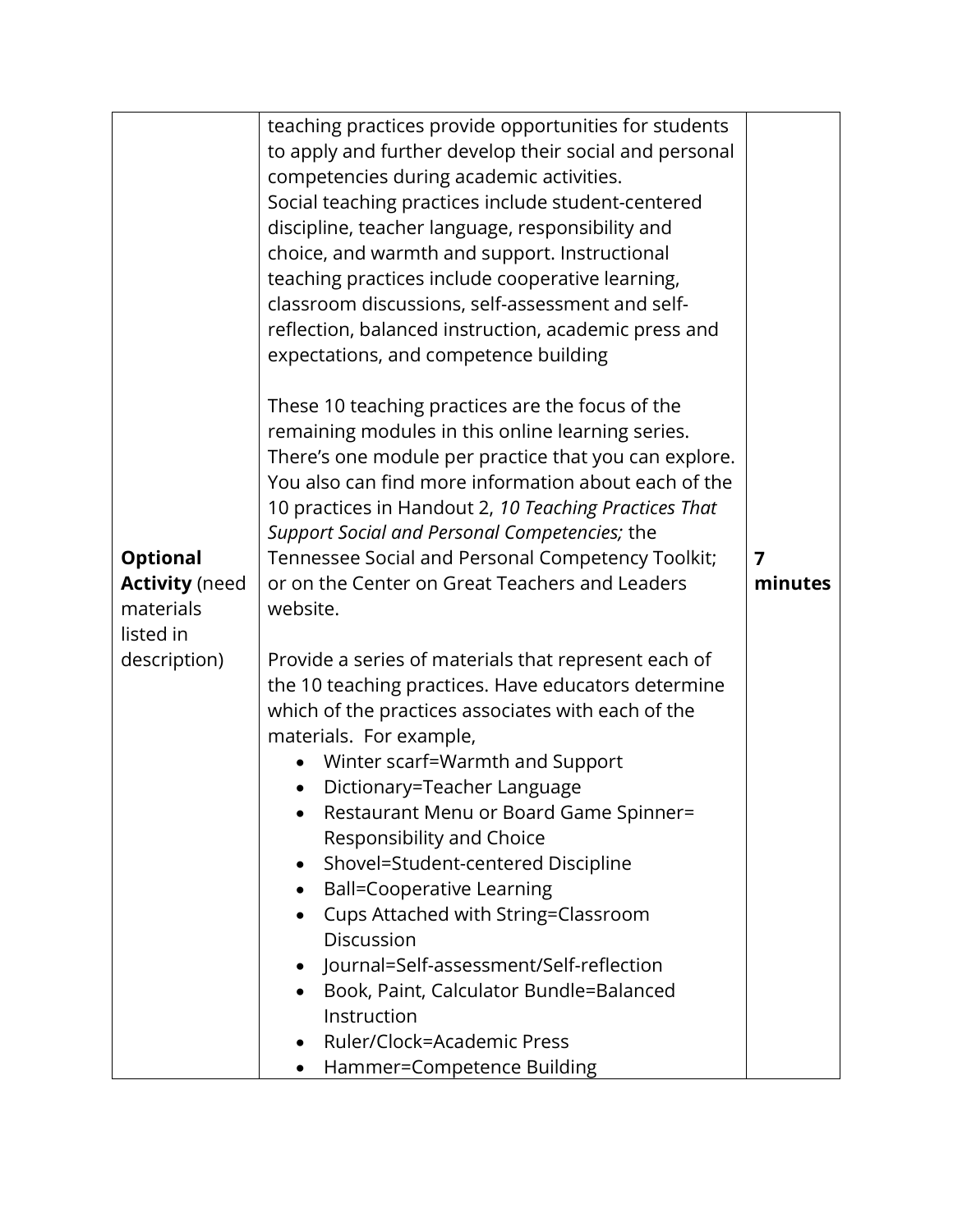| | | |
|---|---|---|
| **Optional Activity** (need materials listed in description) | teaching practices provide opportunities for students to apply and further develop their social and personal competencies during academic activities.<br>Social teaching practices include student-centered discipline, teacher language, responsibility and choice, and warmth and support. Instructional teaching practices include cooperative learning, classroom discussions, self-assessment and self-reflection, balanced instruction, academic press and expectations, and competence building<br><br>These 10 teaching practices are the focus of the remaining modules in this online learning series. There's one module per practice that you can explore. You also can find more information about each of the 10 practices in Handout 2, *10 Teaching Practices That Support Social and Personal Competencies;* the Tennessee Social and Personal Competency Toolkit; or on the Center on Great Teachers and Leaders website.<br><br>Provide a series of materials that represent each of the 10 teaching practices. Have educators determine which of the practices associates with each of the materials. For example,<br>• Winter scarf=Warmth and Support<br>• Dictionary=Teacher Language<br>• Restaurant Menu or Board Game Spinner= Responsibility and Choice<br>• Shovel=Student-centered Discipline<br>• Ball=Cooperative Learning<br>• Cups Attached with String=Classroom Discussion<br>• Journal=Self-assessment/Self-reflection<br>• Book, Paint, Calculator Bundle=Balanced Instruction<br>• Ruler/Clock=Academic Press<br>• Hammer=Competence Building | **7 minutes** |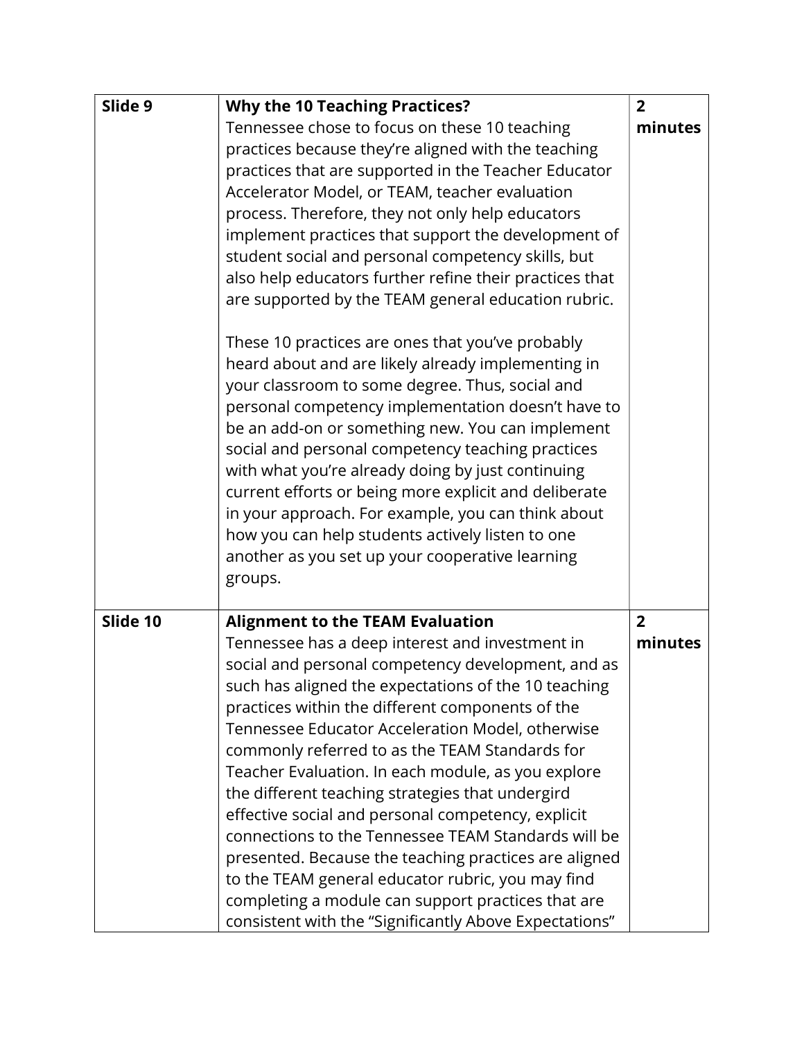| | | |
|---|---|---|
| **Slide 9** | **Why the 10 Teaching Practices?**<br>Tennessee chose to focus on these 10 teaching practices because they're aligned with the teaching practices that are supported in the Teacher Educator Accelerator Model, or TEAM, teacher evaluation process. Therefore, they not only help educators implement practices that support the development of student social and personal competency skills, but also help educators further refine their practices that are supported by the TEAM general education rubric.<br><br>These 10 practices are ones that you've probably heard about and are likely already implementing in your classroom to some degree. Thus, social and personal competency implementation doesn't have to be an add-on or something new. You can implement social and personal competency teaching practices with what you're already doing by just continuing current efforts or being more explicit and deliberate in your approach. For example, you can think about how you can help students actively listen to one another as you set up your cooperative learning groups. | **2 minutes** |
| **Slide 10** | **Alignment to the TEAM Evaluation**<br>Tennessee has a deep interest and investment in social and personal competency development, and as such has aligned the expectations of the 10 teaching practices within the different components of the Tennessee Educator Acceleration Model, otherwise commonly referred to as the TEAM Standards for Teacher Evaluation. In each module, as you explore the different teaching strategies that undergird effective social and personal competency, explicit connections to the Tennessee TEAM Standards will be presented. Because the teaching practices are aligned to the TEAM general educator rubric, you may find completing a module can support practices that are consistent with the "Significantly Above Expectations" | **2 minutes** |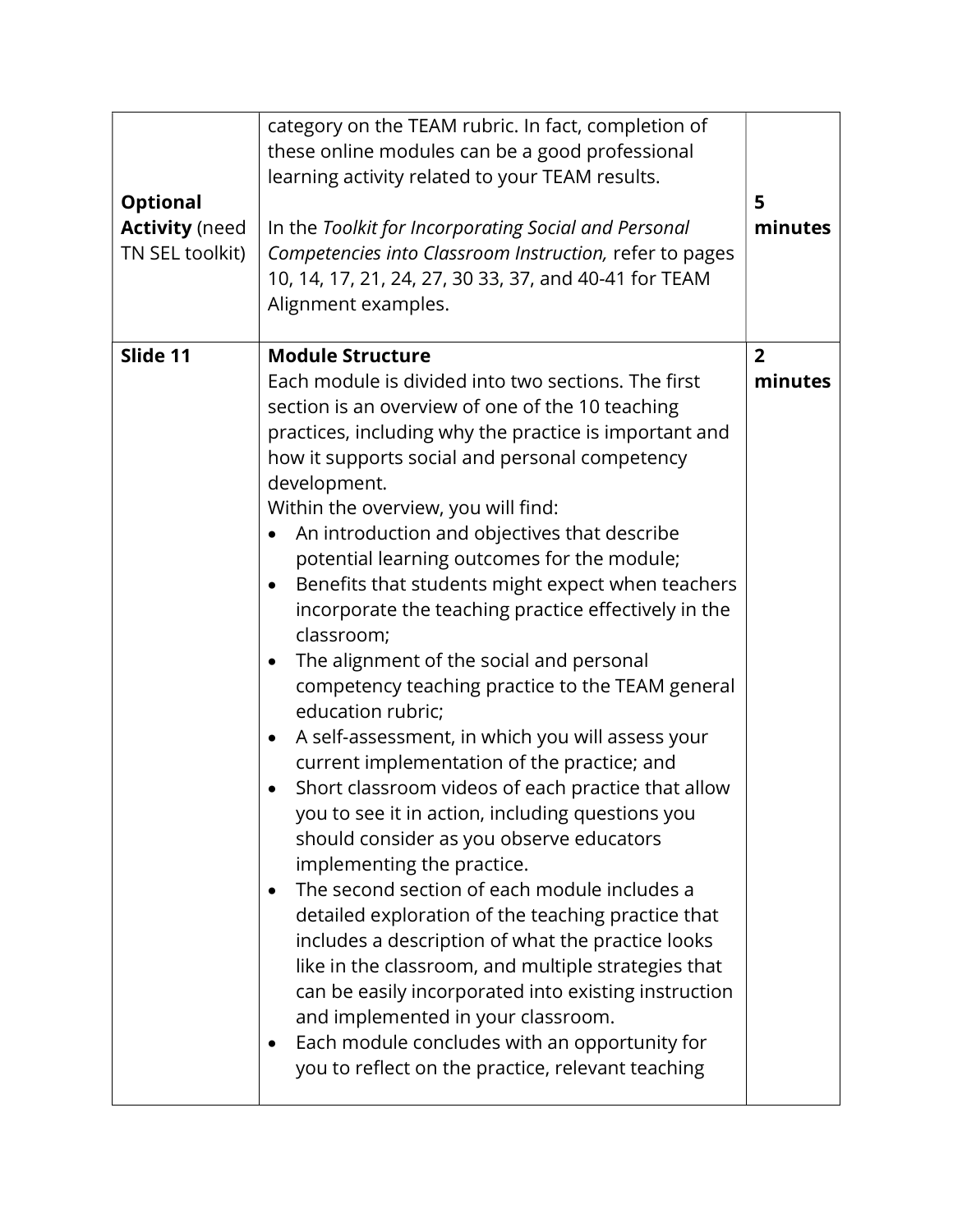| | | |
|---|---|---|
| **Optional Activity** (need TN SEL toolkit) | category on the TEAM rubric. In fact, completion of these online modules can be a good professional learning activity related to your TEAM results.<br><br>In the *Toolkit for Incorporating Social and Personal Competencies into Classroom Instruction,* refer to pages 10, 14, 17, 21, 24, 27, 30 33, 37, and 40-41 for TEAM Alignment examples. | **5 minutes** |
| **Slide 11** | **Module Structure**<br>Each module is divided into two sections. The first section is an overview of one of the 10 teaching practices, including why the practice is important and how it supports social and personal competency development.<br>Within the overview, you will find:<br>• An introduction and objectives that describe potential learning outcomes for the module;<br>• Benefits that students might expect when teachers incorporate the teaching practice effectively in the classroom;<br>• The alignment of the social and personal competency teaching practice to the TEAM general education rubric;<br>• A self-assessment, in which you will assess your current implementation of the practice; and<br>• Short classroom videos of each practice that allow you to see it in action, including questions you should consider as you observe educators implementing the practice.<br>• The second section of each module includes a detailed exploration of the teaching practice that includes a description of what the practice looks like in the classroom, and multiple strategies that can be easily incorporated into existing instruction and implemented in your classroom.<br>• Each module concludes with an opportunity for you to reflect on the practice, relevant teaching | **2 minutes** |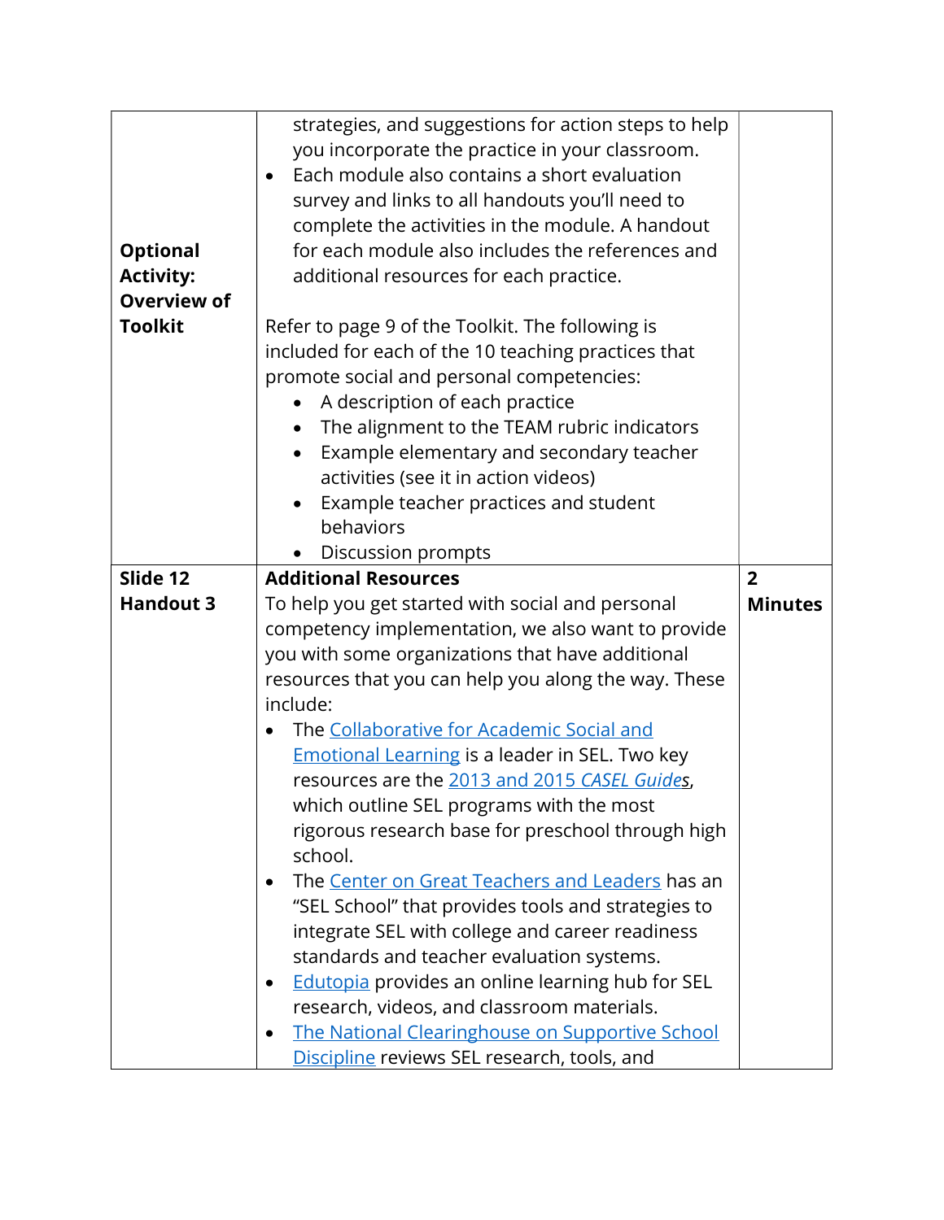| | | |
|---|---|---|
| **Optional Activity: Overview of Toolkit** | strategies, and suggestions for action steps to help you incorporate the practice in your classroom.<br>• Each module also contains a short evaluation survey and links to all handouts you'll need to complete the activities in the module. A handout for each module also includes the references and additional resources for each practice.<br><br>Refer to page 9 of the Toolkit. The following is included for each of the 10 teaching practices that promote social and personal competencies:<br>• A description of each practice<br>• The alignment to the TEAM rubric indicators<br>• Example elementary and secondary teacher activities (see it in action videos)<br>• Example teacher practices and student behaviors<br>• Discussion prompts | |
| **Slide 12**<br>**Handout 3** | **Additional Resources**<br>To help you get started with social and personal competency implementation, we also want to provide you with some organizations that have additional resources that you can help you along the way. These include:<br>• The Collaborative for Academic Social and Emotional Learning is a leader in SEL. Two key resources are the 2013 and 2015 *CASEL Guides*, which outline SEL programs with the most rigorous research base for preschool through high school.<br>• The Center on Great Teachers and Leaders has an "SEL School" that provides tools and strategies to integrate SEL with college and career readiness standards and teacher evaluation systems.<br>• Edutopia provides an online learning hub for SEL research, videos, and classroom materials.<br>• The National Clearinghouse on Supportive School Discipline reviews SEL research, tools, and | **2 Minutes** |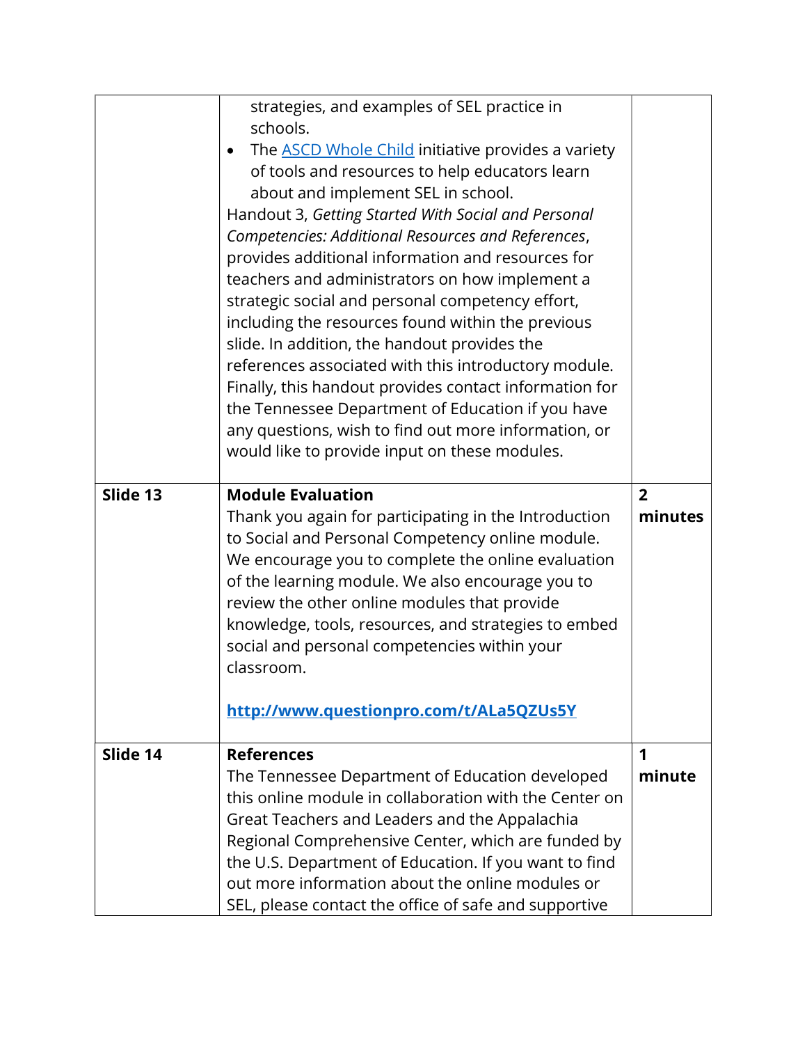| | | |
|---|---|---|
| | strategies, and examples of SEL practice in schools.<br>• The [ASCD Whole Child]() initiative provides a variety of tools and resources to help educators learn about and implement SEL in school.<br>Handout 3, *Getting Started With Social and Personal Competencies: Additional Resources and References*, provides additional information and resources for teachers and administrators on how implement a strategic social and personal competency effort, including the resources found within the previous slide. In addition, the handout provides the references associated with this introductory module. Finally, this handout provides contact information for the Tennessee Department of Education if you have any questions, wish to find out more information, or would like to provide input on these modules. | |
| **Slide 13** | **Module Evaluation**<br>Thank you again for participating in the Introduction to Social and Personal Competency online module. We encourage you to complete the online evaluation of the learning module. We also encourage you to review the other online modules that provide knowledge, tools, resources, and strategies to embed social and personal competencies within your classroom.<br><br>**[http://www.questionpro.com/t/ALa5QZUs5Y](http://www.questionpro.com/t/ALa5QZUs5Y)** | **2 minutes** |
| **Slide 14** | **References**<br>The Tennessee Department of Education developed this online module in collaboration with the Center on Great Teachers and Leaders and the Appalachia Regional Comprehensive Center, which are funded by the U.S. Department of Education. If you want to find out more information about the online modules or SEL, please contact the office of safe and supportive | **1 minute** |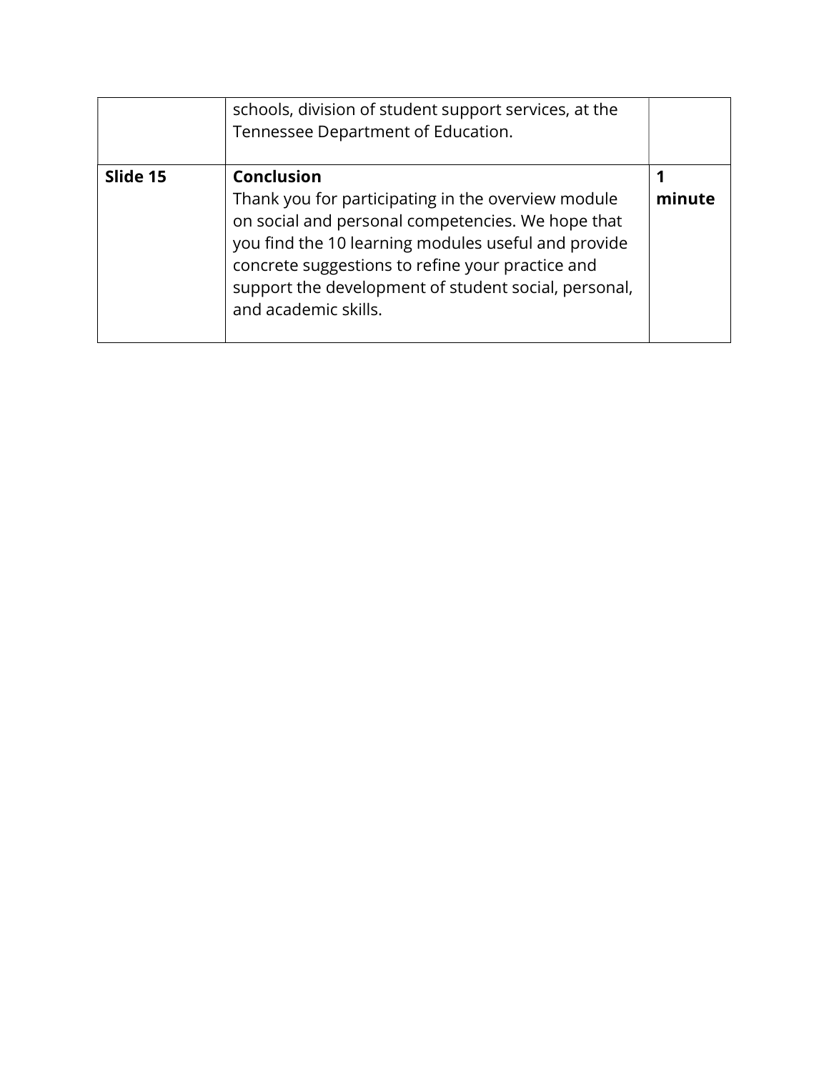| | | |
|---|---|---|
| | schools, division of student support services, at the Tennessee Department of Education. | |
| **Slide 15** | **Conclusion**<br>Thank you for participating in the overview module on social and personal competencies. We hope that you find the 10 learning modules useful and provide concrete suggestions to refine your practice and support the development of student social, personal, and academic skills. | **1 minute** |